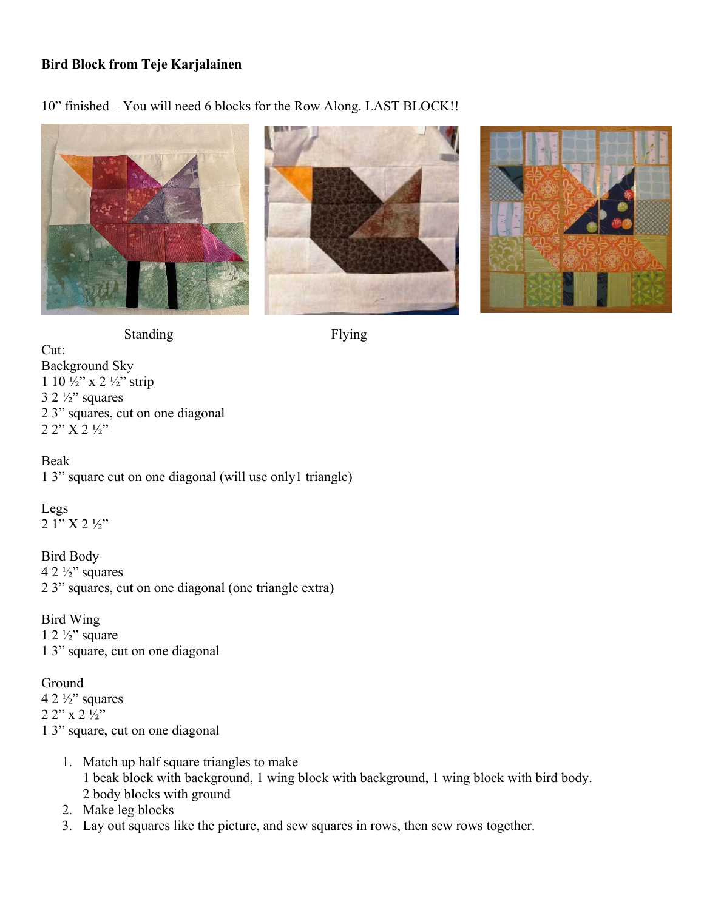**Bird Block from Teje Karjalainen**

10" finished – You will need 6 blocks for the Row Along. LAST BLOCK!!

Standing Flying

Cut:

Background Sky
1 10 ½" x 2 ½" strip
3 2 ½" squares
2 3" squares, cut on one diagonal
2 2" X 2 ½"

Beak
1 3" square cut on one diagonal (will use only1 triangle)

Legs
2 1" X 2 ½"

Bird Body
4 2 ½" squares
2 3" squares, cut on one diagonal (one triangle extra)

Bird Wing
1 2 ½" square
1 3" square, cut on one diagonal

Ground
4 2 ½" squares
2 2" x 2 ½"
1 3" square, cut on one diagonal

1. Match up half square triangles to make
   1 beak block with background, 1 wing block with background, 1 wing block with bird body.
   2 body blocks with ground
2. Make leg blocks
3. Lay out squares like the picture, and sew squares in rows, then sew rows together.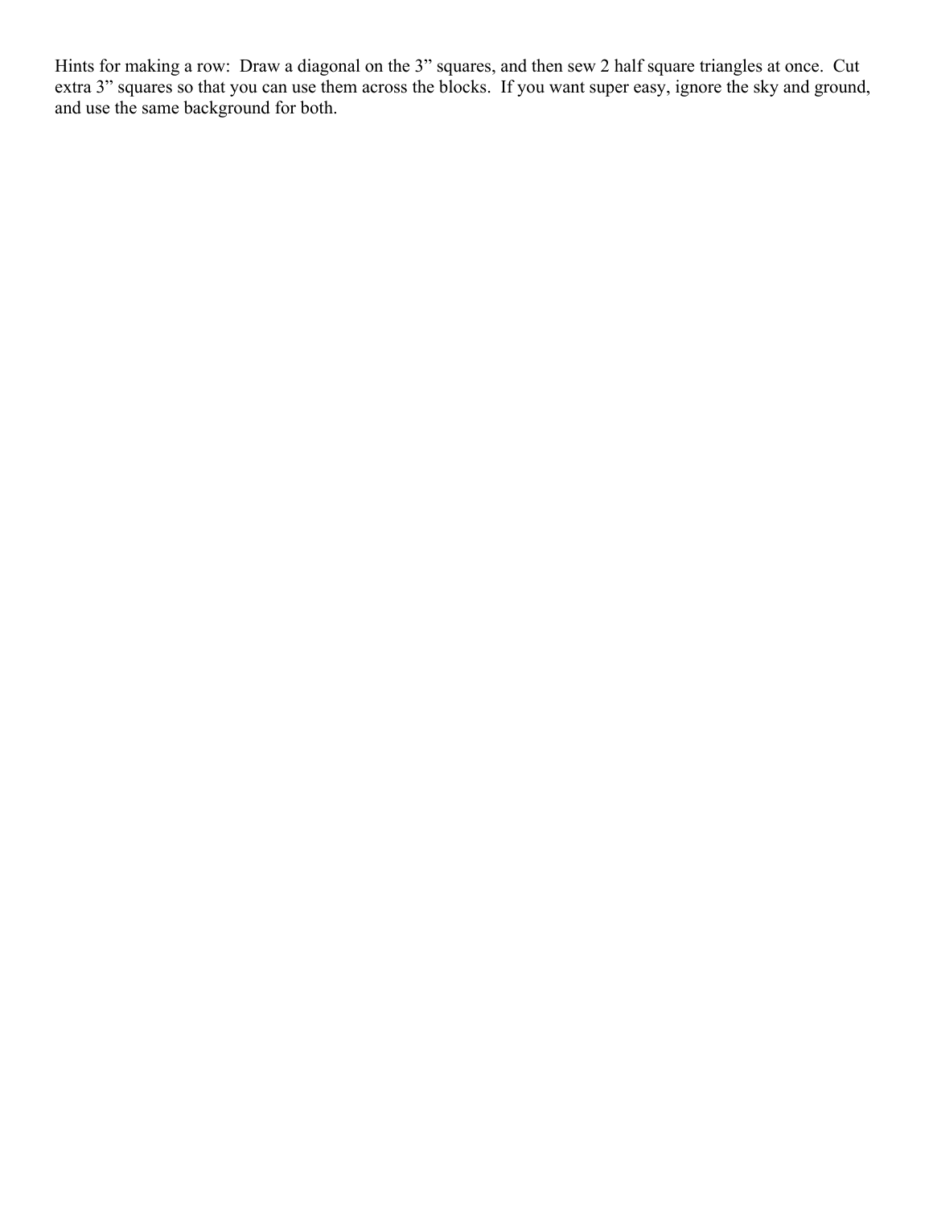Hints for making a row: Draw a diagonal on the 3" squares, and then sew 2 half square triangles at once. Cut extra 3" squares so that you can use them across the blocks. If you want super easy, ignore the sky and ground, and use the same background for both.